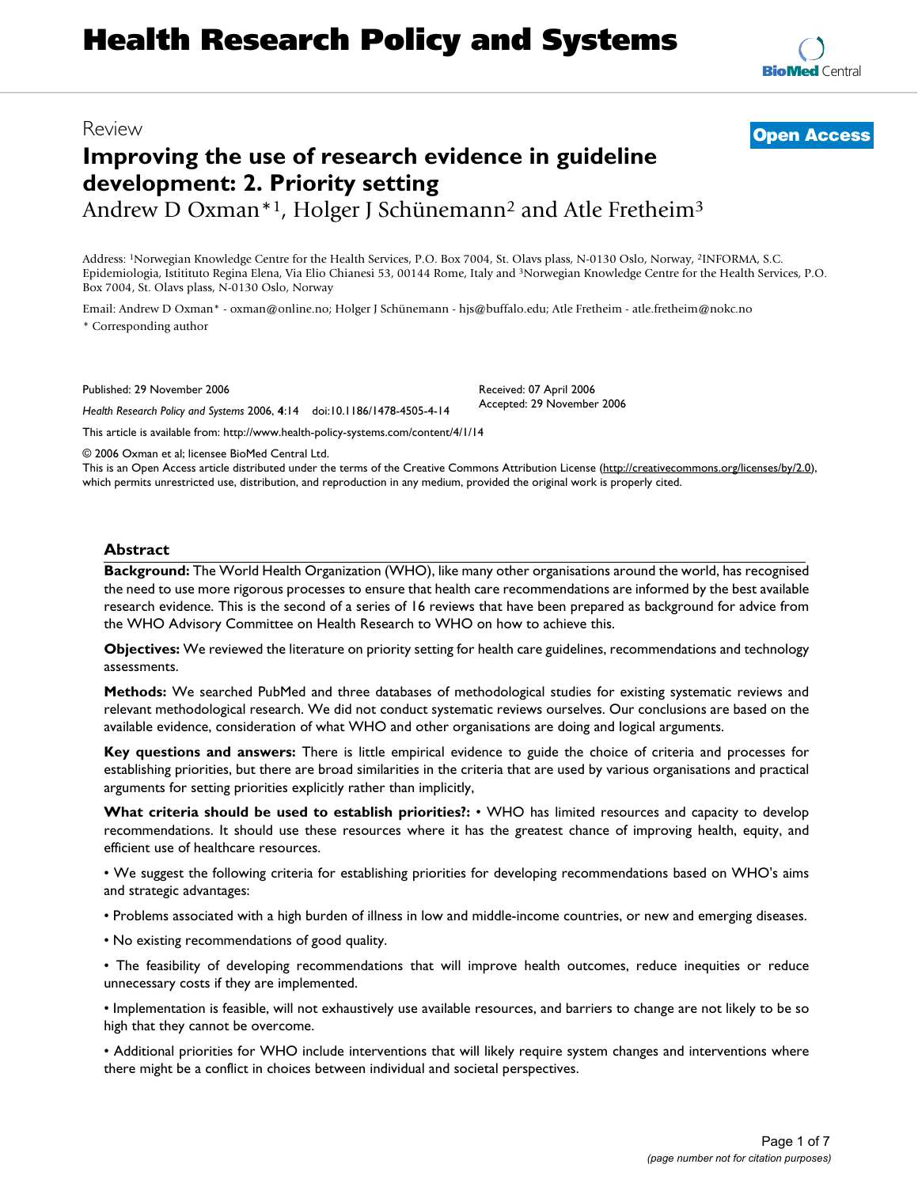# Health Research Policy and Systems

Review

**Open Access**

# Improving the use of research evidence in guideline development: 2. Priority setting

Andrew D Oxman*[1], Holger J Schünemann[2] and Atle Fretheim[3]

Address: [1]Norwegian Knowledge Centre for the Health Services, P.O. Box 7004, St. Olavs plass, N-0130 Oslo, Norway, [2]INFORMA, S.C. Epidemiologia, Istitituto Regina Elena, Via Elio Chianesi 53, 00144 Rome, Italy and [3]Norwegian Knowledge Centre for the Health Services, P.O. Box 7004, St. Olavs plass, N-0130 Oslo, Norway

Email: Andrew D Oxman* - oxman@online.no; Holger J Schünemann - hjs@buffalo.edu; Atle Fretheim - atle.fretheim@nokc.no

* Corresponding author

Published: 29 November 2006

*Health Research Policy and Systems* 2006, **4**:14 doi:10.1186/1478-4505-4-14

Received: 07 April 2006
Accepted: 29 November 2006

This article is available from: http://www.health-policy-systems.com/content/4/1/14

© 2006 Oxman et al; licensee BioMed Central Ltd.
This is an Open Access article distributed under the terms of the Creative Commons Attribution License (http://creativecommons.org/licenses/by/2.0), which permits unrestricted use, distribution, and reproduction in any medium, provided the original work is properly cited.

## Abstract

**Background:** The World Health Organization (WHO), like many other organisations around the world, has recognised the need to use more rigorous processes to ensure that health care recommendations are informed by the best available research evidence. This is the second of a series of 16 reviews that have been prepared as background for advice from the WHO Advisory Committee on Health Research to WHO on how to achieve this.

**Objectives:** We reviewed the literature on priority setting for health care guidelines, recommendations and technology assessments.

**Methods:** We searched PubMed and three databases of methodological studies for existing systematic reviews and relevant methodological research. We did not conduct systematic reviews ourselves. Our conclusions are based on the available evidence, consideration of what WHO and other organisations are doing and logical arguments.

**Key questions and answers:** There is little empirical evidence to guide the choice of criteria and processes for establishing priorities, but there are broad similarities in the criteria that are used by various organisations and practical arguments for setting priorities explicitly rather than implicitly,

**What criteria should be used to establish priorities?:** • WHO has limited resources and capacity to develop recommendations. It should use these resources where it has the greatest chance of improving health, equity, and efficient use of healthcare resources.

• We suggest the following criteria for establishing priorities for developing recommendations based on WHO's aims and strategic advantages:

• Problems associated with a high burden of illness in low and middle-income countries, or new and emerging diseases.

• No existing recommendations of good quality.

• The feasibility of developing recommendations that will improve health outcomes, reduce inequities or reduce unnecessary costs if they are implemented.

• Implementation is feasible, will not exhaustively use available resources, and barriers to change are not likely to be so high that they cannot be overcome.

• Additional priorities for WHO include interventions that will likely require system changes and interventions where there might be a conflict in choices between individual and societal perspectives.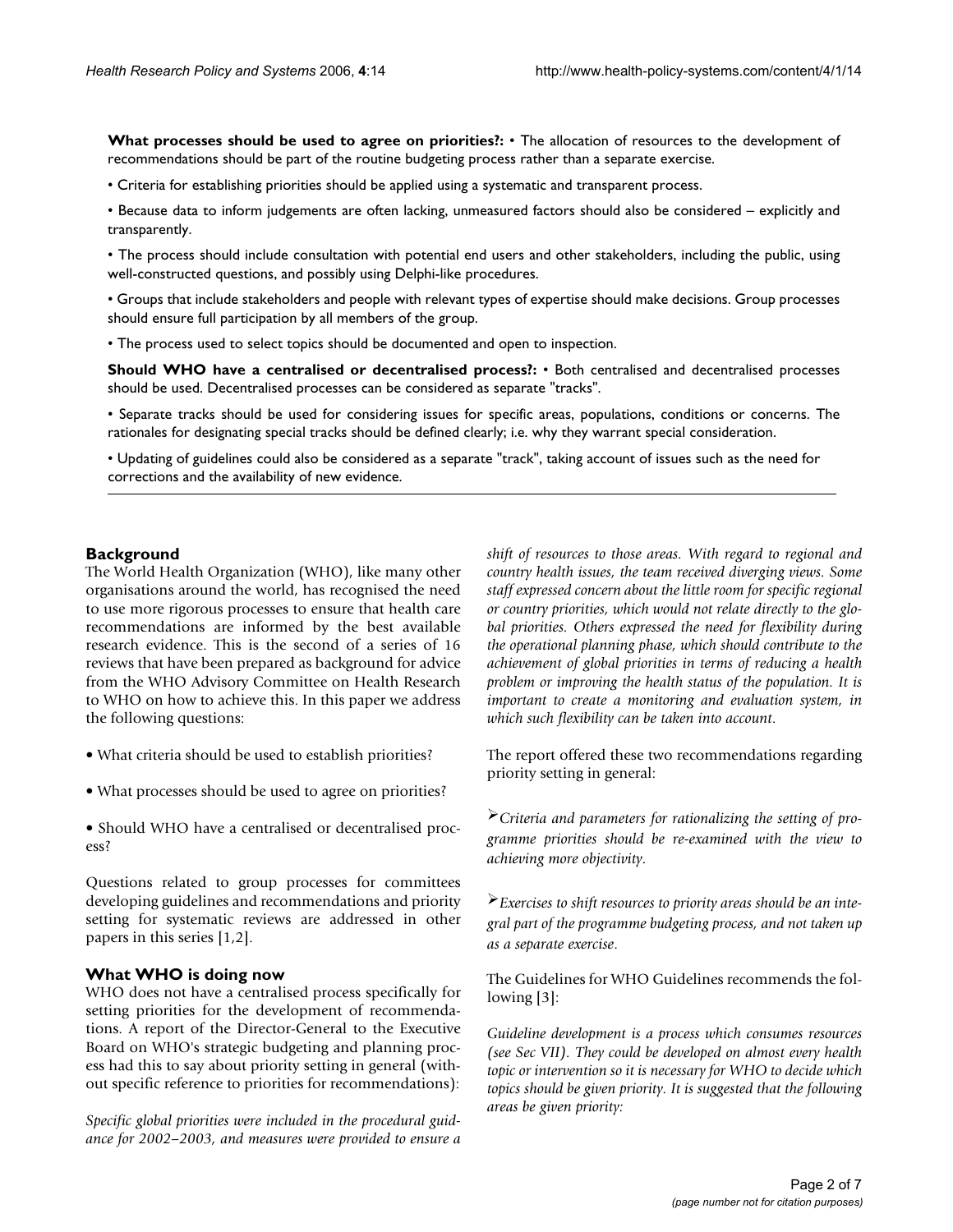**What processes should be used to agree on priorities?:** • The allocation of resources to the development of recommendations should be part of the routine budgeting process rather than a separate exercise.

• Criteria for establishing priorities should be applied using a systematic and transparent process.

• Because data to inform judgements are often lacking, unmeasured factors should also be considered – explicitly and transparently.

• The process should include consultation with potential end users and other stakeholders, including the public, using well-constructed questions, and possibly using Delphi-like procedures.

• Groups that include stakeholders and people with relevant types of expertise should make decisions. Group processes should ensure full participation by all members of the group.

• The process used to select topics should be documented and open to inspection.

**Should WHO have a centralised or decentralised process?:** • Both centralised and decentralised processes should be used. Decentralised processes can be considered as separate "tracks".

• Separate tracks should be used for considering issues for specific areas, populations, conditions or concerns. The rationales for designating special tracks should be defined clearly; i.e. why they warrant special consideration.

• Updating of guidelines could also be considered as a separate "track", taking account of issues such as the need for corrections and the availability of new evidence.

## Background

The World Health Organization (WHO), like many other organisations around the world, has recognised the need to use more rigorous processes to ensure that health care recommendations are informed by the best available research evidence. This is the second of a series of 16 reviews that have been prepared as background for advice from the WHO Advisory Committee on Health Research to WHO on how to achieve this. In this paper we address the following questions:

- What criteria should be used to establish priorities?
- What processes should be used to agree on priorities?
- Should WHO have a centralised or decentralised process?

Questions related to group processes for committees developing guidelines and recommendations and priority setting for systematic reviews are addressed in other papers in this series [1,2].

## What WHO is doing now

WHO does not have a centralised process specifically for setting priorities for the development of recommendations. A report of the Director-General to the Executive Board on WHO's strategic budgeting and planning process had this to say about priority setting in general (without specific reference to priorities for recommendations):

*Specific global priorities were included in the procedural guidance for 2002–2003, and measures were provided to ensure a shift of resources to those areas. With regard to regional and country health issues, the team received diverging views. Some staff expressed concern about the little room for specific regional or country priorities, which would not relate directly to the global priorities. Others expressed the need for flexibility during the operational planning phase, which should contribute to the achievement of global priorities in terms of reducing a health problem or improving the health status of the population. It is important to create a monitoring and evaluation system, in which such flexibility can be taken into account.*

The report offered these two recommendations regarding priority setting in general:

➢*Criteria and parameters for rationalizing the setting of programme priorities should be re-examined with the view to achieving more objectivity.*

➢*Exercises to shift resources to priority areas should be an integral part of the programme budgeting process, and not taken up as a separate exercise.*

The Guidelines for WHO Guidelines recommends the following [3]:

*Guideline development is a process which consumes resources (see Sec VII). They could be developed on almost every health topic or intervention so it is necessary for WHO to decide which topics should be given priority. It is suggested that the following areas be given priority:*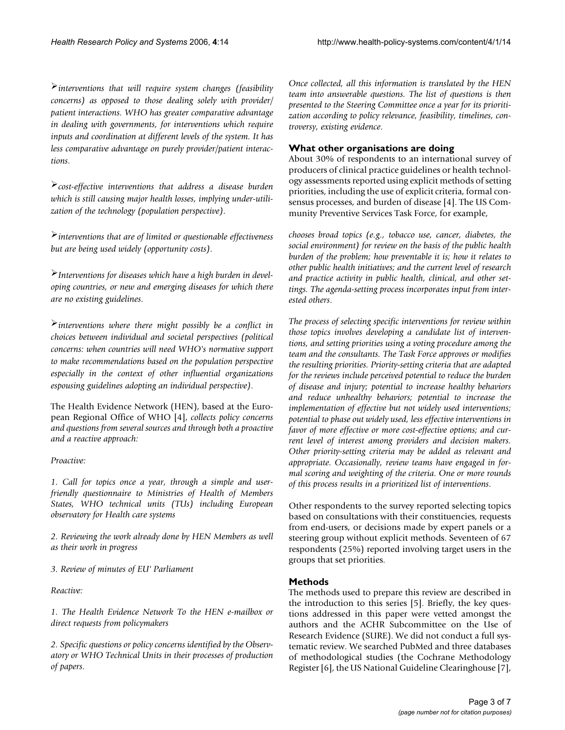➢*interventions that will require system changes (feasibility concerns) as opposed to those dealing solely with provider/patient interactions. WHO has greater comparative advantage in dealing with governments, for interventions which require inputs and coordination at different levels of the system. It has less comparative advantage on purely provider/patient interactions.*

➢*cost-effective interventions that address a disease burden which is still causing major health losses, implying under-utilization of the technology (population perspective).*

➢*interventions that are of limited or questionable effectiveness but are being used widely (opportunity costs).*

➢*Interventions for diseases which have a high burden in developing countries, or new and emerging diseases for which there are no existing guidelines.*

➢*interventions where there might possibly be a conflict in choices between individual and societal perspectives (political concerns: when countries will need WHO's normative support to make recommendations based on the population perspective especially in the context of other influential organizations espousing guidelines adopting an individual perspective).*

The Health Evidence Network (HEN), based at the European Regional Office of WHO [4], *collects policy concerns and questions from several sources and through both a proactive and a reactive approach:*

*Proactive:*

*1. Call for topics once a year, through a simple and user-friendly questionnaire to Ministries of Health of Members States, WHO technical units (TUs) including European observatory for Health care systems*

*2. Reviewing the work already done by HEN Members as well as their work in progress*

*3. Review of minutes of EU' Parliament*

*Reactive:*

*1. The Health Evidence Network To the HEN e-mailbox or direct requests from policymakers*

*2. Specific questions or policy concerns identified by the Observatory or WHO Technical Units in their processes of production of papers.*

*Once collected, all this information is translated by the HEN team into answerable questions. The list of questions is then presented to the Steering Committee once a year for its prioritization according to policy relevance, feasibility, timelines, controversy, existing evidence.*

## What other organisations are doing

About 30% of respondents to an international survey of producers of clinical practice guidelines or health technology assessments reported using explicit methods of setting priorities, including the use of explicit criteria, formal consensus processes, and burden of disease [4]. The US Community Preventive Services Task Force, for example,

*chooses broad topics (e.g., tobacco use, cancer, diabetes, the social environment) for review on the basis of the public health burden of the problem; how preventable it is; how it relates to other public health initiatives; and the current level of research and practice activity in public health, clinical, and other settings. The agenda-setting process incorporates input from interested others.*

*The process of selecting specific interventions for review within those topics involves developing a candidate list of interventions, and setting priorities using a voting procedure among the team and the consultants. The Task Force approves or modifies the resulting priorities. Priority-setting criteria that are adapted for the reviews include perceived potential to reduce the burden of disease and injury; potential to increase healthy behaviors and reduce unhealthy behaviors; potential to increase the implementation of effective but not widely used interventions; potential to phase out widely used, less effective interventions in favor of more effective or more cost-effective options; and current level of interest among providers and decision makers. Other priority-setting criteria may be added as relevant and appropriate. Occasionally, review teams have engaged in formal scoring and weighting of the criteria. One or more rounds of this process results in a prioritized list of interventions.*

Other respondents to the survey reported selecting topics based on consultations with their constituencies, requests from end-users, or decisions made by expert panels or a steering group without explicit methods. Seventeen of 67 respondents (25%) reported involving target users in the groups that set priorities.

## Methods

The methods used to prepare this review are described in the introduction to this series [5]. Briefly, the key questions addressed in this paper were vetted amongst the authors and the ACHR Subcommittee on the Use of Research Evidence (SURE). We did not conduct a full systematic review. We searched PubMed and three databases of methodological studies (the Cochrane Methodology Register [6], the US National Guideline Clearinghouse [7],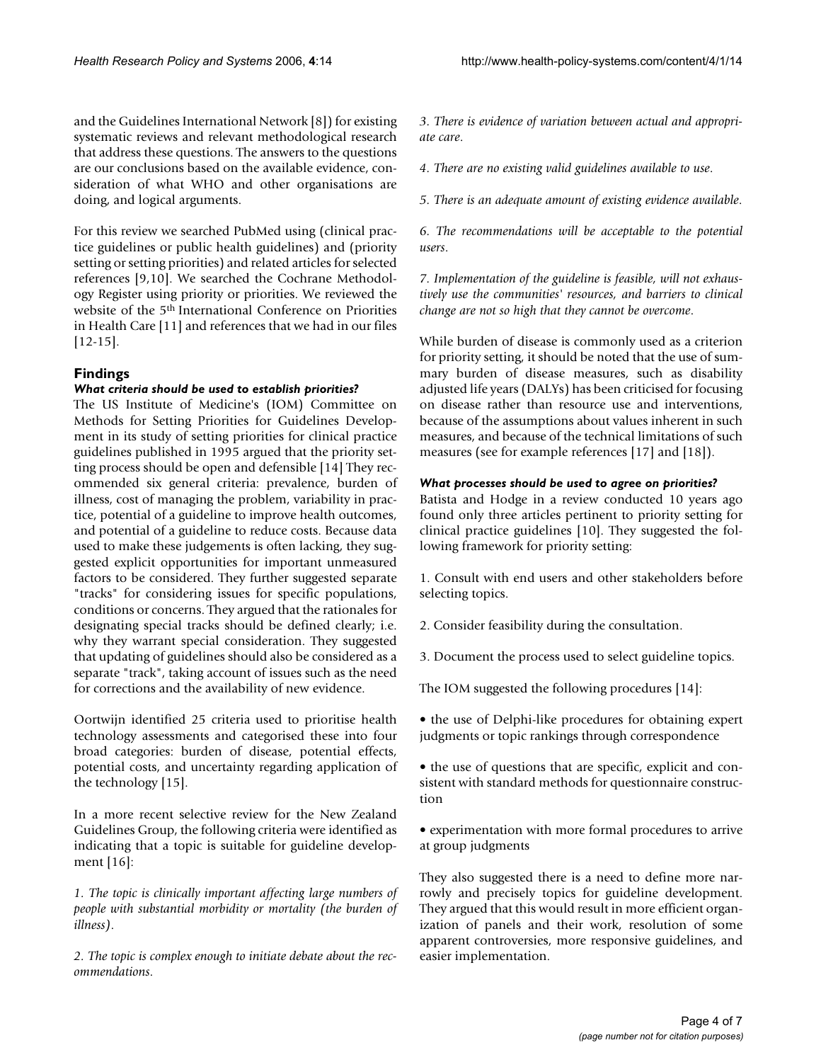and the Guidelines International Network [8]) for existing systematic reviews and relevant methodological research that address these questions. The answers to the questions are our conclusions based on the available evidence, consideration of what WHO and other organisations are doing, and logical arguments.

For this review we searched PubMed using (clinical practice guidelines or public health guidelines) and (priority setting or setting priorities) and related articles for selected references [9,10]. We searched the Cochrane Methodology Register using priority or priorities. We reviewed the website of the 5[th] International Conference on Priorities in Health Care [11] and references that we had in our files [12-15].

## Findings

### *What criteria should be used to establish priorities?*

The US Institute of Medicine's (IOM) Committee on Methods for Setting Priorities for Guidelines Development in its study of setting priorities for clinical practice guidelines published in 1995 argued that the priority setting process should be open and defensible [14] They recommended six general criteria: prevalence, burden of illness, cost of managing the problem, variability in practice, potential of a guideline to improve health outcomes, and potential of a guideline to reduce costs. Because data used to make these judgements is often lacking, they suggested explicit opportunities for important unmeasured factors to be considered. They further suggested separate "tracks" for considering issues for specific populations, conditions or concerns. They argued that the rationales for designating special tracks should be defined clearly; i.e. why they warrant special consideration. They suggested that updating of guidelines should also be considered as a separate "track", taking account of issues such as the need for corrections and the availability of new evidence.

Oortwijn identified 25 criteria used to prioritise health technology assessments and categorised these into four broad categories: burden of disease, potential effects, potential costs, and uncertainty regarding application of the technology [15].

In a more recent selective review for the New Zealand Guidelines Group, the following criteria were identified as indicating that a topic is suitable for guideline development [16]:

*1. The topic is clinically important affecting large numbers of people with substantial morbidity or mortality (the burden of illness).*

*2. The topic is complex enough to initiate debate about the recommendations.*

*3. There is evidence of variation between actual and appropriate care.*

*4. There are no existing valid guidelines available to use.*

*5. There is an adequate amount of existing evidence available.*

*6. The recommendations will be acceptable to the potential users.*

*7. Implementation of the guideline is feasible, will not exhaustively use the communities' resources, and barriers to clinical change are not so high that they cannot be overcome.*

While burden of disease is commonly used as a criterion for priority setting, it should be noted that the use of summary burden of disease measures, such as disability adjusted life years (DALYs) has been criticised for focusing on disease rather than resource use and interventions, because of the assumptions about values inherent in such measures, and because of the technical limitations of such measures (see for example references [17] and [18]).

### *What processes should be used to agree on priorities?*

Batista and Hodge in a review conducted 10 years ago found only three articles pertinent to priority setting for clinical practice guidelines [10]. They suggested the following framework for priority setting:

1. Consult with end users and other stakeholders before selecting topics.

2. Consider feasibility during the consultation.

3. Document the process used to select guideline topics.

The IOM suggested the following procedures [14]:

- the use of Delphi-like procedures for obtaining expert judgments or topic rankings through correspondence
- the use of questions that are specific, explicit and consistent with standard methods for questionnaire construction
- experimentation with more formal procedures to arrive at group judgments

They also suggested there is a need to define more narrowly and precisely topics for guideline development. They argued that this would result in more efficient organization of panels and their work, resolution of some apparent controversies, more responsive guidelines, and easier implementation.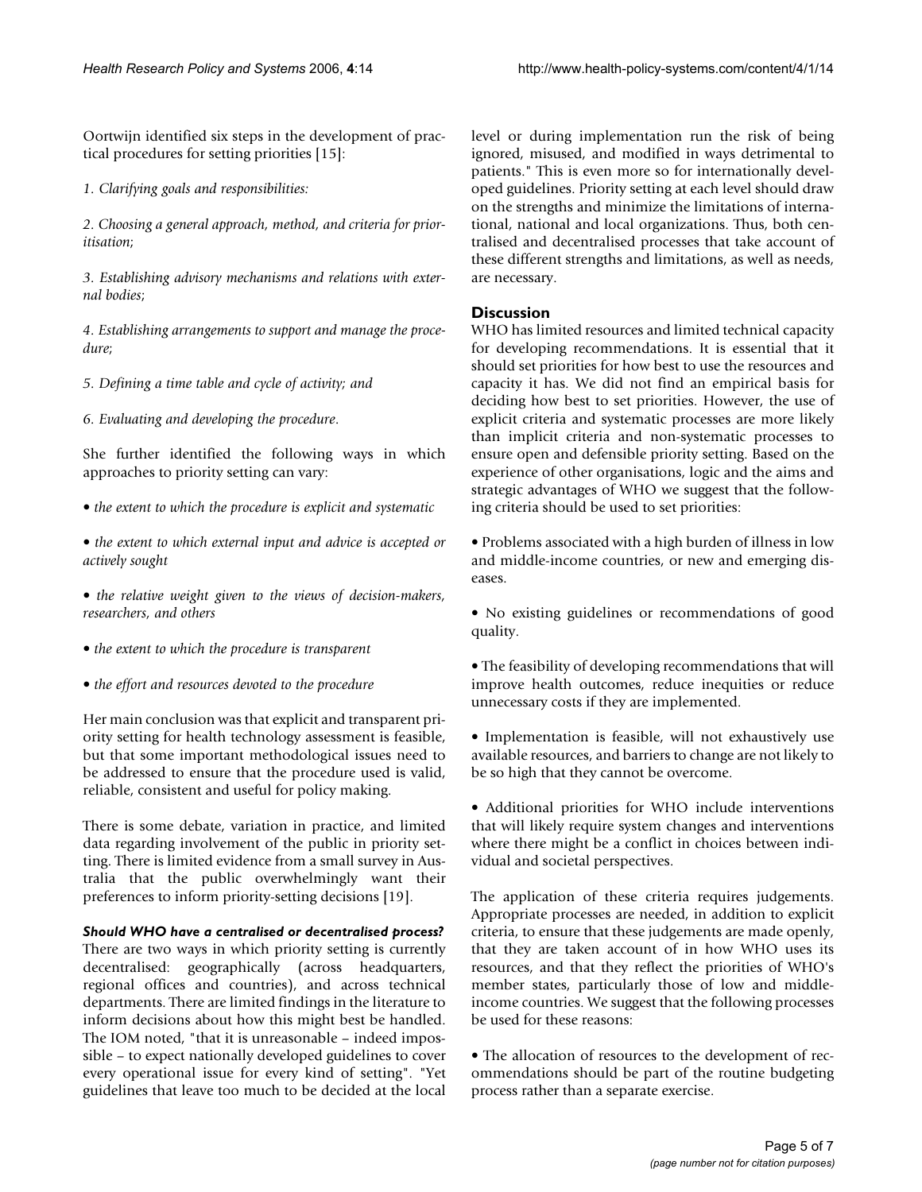Oortwijn identified six steps in the development of practical procedures for setting priorities [15]:

*1. Clarifying goals and responsibilities:*

*2. Choosing a general approach, method, and criteria for prioritisation*;

*3. Establishing advisory mechanisms and relations with external bodies*;

*4. Establishing arrangements to support and manage the procedure*;

*5. Defining a time table and cycle of activity; and*

*6. Evaluating and developing the procedure*.

She further identified the following ways in which approaches to priority setting can vary:

- *the extent to which the procedure is explicit and systematic*
- *the extent to which external input and advice is accepted or actively sought*
- *the relative weight given to the views of decision-makers, researchers, and others*
- *the extent to which the procedure is transparent*
- *the effort and resources devoted to the procedure*

Her main conclusion was that explicit and transparent priority setting for health technology assessment is feasible, but that some important methodological issues need to be addressed to ensure that the procedure used is valid, reliable, consistent and useful for policy making.

There is some debate, variation in practice, and limited data regarding involvement of the public in priority setting. There is limited evidence from a small survey in Australia that the public overwhelmingly want their preferences to inform priority-setting decisions [19].

#### *Should WHO have a centralised or decentralised process?*

There are two ways in which priority setting is currently decentralised: geographically (across headquarters, regional offices and countries), and across technical departments. There are limited findings in the literature to inform decisions about how this might best be handled. The IOM noted, "that it is unreasonable – indeed impossible – to expect nationally developed guidelines to cover every operational issue for every kind of setting". "Yet guidelines that leave too much to be decided at the local level or during implementation run the risk of being ignored, misused, and modified in ways detrimental to patients." This is even more so for internationally developed guidelines. Priority setting at each level should draw on the strengths and minimize the limitations of international, national and local organizations. Thus, both centralised and decentralised processes that take account of these different strengths and limitations, as well as needs, are necessary.

### Discussion

WHO has limited resources and limited technical capacity for developing recommendations. It is essential that it should set priorities for how best to use the resources and capacity it has. We did not find an empirical basis for deciding how best to set priorities. However, the use of explicit criteria and systematic processes are more likely than implicit criteria and non-systematic processes to ensure open and defensible priority setting. Based on the experience of other organisations, logic and the aims and strategic advantages of WHO we suggest that the following criteria should be used to set priorities:

- Problems associated with a high burden of illness in low and middle-income countries, or new and emerging diseases.
- No existing guidelines or recommendations of good quality.
- The feasibility of developing recommendations that will improve health outcomes, reduce inequities or reduce unnecessary costs if they are implemented.
- Implementation is feasible, will not exhaustively use available resources, and barriers to change are not likely to be so high that they cannot be overcome.
- Additional priorities for WHO include interventions that will likely require system changes and interventions where there might be a conflict in choices between individual and societal perspectives.

The application of these criteria requires judgements. Appropriate processes are needed, in addition to explicit criteria, to ensure that these judgements are made openly, that they are taken account of in how WHO uses its resources, and that they reflect the priorities of WHO's member states, particularly those of low and middle-income countries. We suggest that the following processes be used for these reasons:

- The allocation of resources to the development of recommendations should be part of the routine budgeting process rather than a separate exercise.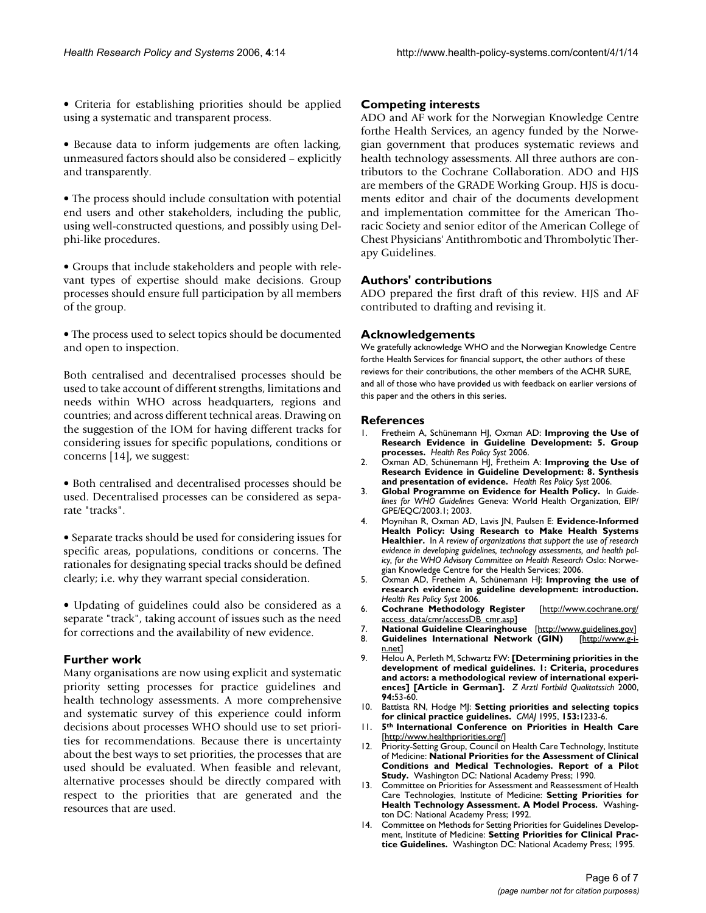- Criteria for establishing priorities should be applied using a systematic and transparent process.

- Because data to inform judgements are often lacking, unmeasured factors should also be considered – explicitly and transparently.

- The process should include consultation with potential end users and other stakeholders, including the public, using well-constructed questions, and possibly using Delphi-like procedures.

- Groups that include stakeholders and people with relevant types of expertise should make decisions. Group processes should ensure full participation by all members of the group.

- The process used to select topics should be documented and open to inspection.

Both centralised and decentralised processes should be used to take account of different strengths, limitations and needs within WHO across headquarters, regions and countries; and across different technical areas. Drawing on the suggestion of the IOM for having different tracks for considering issues for specific populations, conditions or concerns [14], we suggest:

- Both centralised and decentralised processes should be used. Decentralised processes can be considered as separate "tracks".

- Separate tracks should be used for considering issues for specific areas, populations, conditions or concerns. The rationales for designating special tracks should be defined clearly; i.e. why they warrant special consideration.

- Updating of guidelines could also be considered as a separate "track", taking account of issues such as the need for corrections and the availability of new evidence.

## Further work

Many organisations are now using explicit and systematic priority setting processes for practice guidelines and health technology assessments. A more comprehensive and systematic survey of this experience could inform decisions about processes WHO should use to set priorities for recommendations. Because there is uncertainty about the best ways to set priorities, the processes that are used should be evaluated. When feasible and relevant, alternative processes should be directly compared with respect to the priorities that are generated and the resources that are used.

## Competing interests

ADO and AF work for the Norwegian Knowledge Centre forthe Health Services, an agency funded by the Norwegian government that produces systematic reviews and health technology assessments. All three authors are contributors to the Cochrane Collaboration. ADO and HJS are members of the GRADE Working Group. HJS is documents editor and chair of the documents development and implementation committee for the American Thoracic Society and senior editor of the American College of Chest Physicians' Antithrombotic and Thrombolytic Therapy Guidelines.

## Authors' contributions

ADO prepared the first draft of this review. HJS and AF contributed to drafting and revising it.

## Acknowledgements

We gratefully acknowledge WHO and the Norwegian Knowledge Centre forthe Health Services for financial support, the other authors of these reviews for their contributions, the other members of the ACHR SURE, and all of those who have provided us with feedback on earlier versions of this paper and the others in this series.

## References

1. Fretheim A, Schünemann HJ, Oxman AD: **Improving the Use of Research Evidence in Guideline Development: 5. Group processes.** *Health Res Policy Syst* 2006.
2. Oxman AD, Schünemann HJ, Fretheim A: **Improving the Use of Research Evidence in Guideline Development: 8. Synthesis and presentation of evidence.** *Health Res Policy Syst* 2006.
3. **Global Programme on Evidence for Health Policy.** In *Guidelines for WHO Guidelines* Geneva: World Health Organization, EIP/GPE/EQC/2003.1; 2003.
4. Moynihan R, Oxman AD, Lavis JN, Paulsen E: **Evidence-Informed Health Policy: Using Research to Make Health Systems Healthier.** In *A review of organizations that support the use of research evidence in developing guidelines, technology assessments, and health policy, for the WHO Advisory Committee on Health Research* Oslo: Norwegian Knowledge Centre for the Health Services; 2006.
5. Oxman AD, Fretheim A, Schünemann HJ: **Improving the use of research evidence in guideline development: introduction.** *Health Res Policy Syst* 2006.
6. **Cochrane Methodology Register** [http://www.cochrane.org/access_data/cmr/accessDB_cmr.asp]
7. **National Guideline Clearinghouse** [http://www.guidelines.gov]
8. **Guidelines International Network (GIN)** [http://www.g-i-n.net]
9. Helou A, Perleth M, Schwartz FW: **[Determining priorities in the development of medical guidelines. 1: Criteria, procedures and actors: a methodological review of international experiences] [Article in German].** *Z Arztl Fortbild Qualitatssich* 2000, **94:**53-60.
10. Battista RN, Hodge MJ: **Setting priorities and selecting topics for clinical practice guidelines.** *CMAJ* 1995, **153:**1233-6.
11. **5th International Conference on Priorities in Health Care** [http://www.healthpriorities.org/]
12. Priority-Setting Group, Council on Health Care Technology, Institute of Medicine: **National Priorities for the Assessment of Clinical Conditions and Medical Technologies. Report of a Pilot Study.** Washington DC: National Academy Press; 1990.
13. Committee on Priorities for Assessment and Reassessment of Health Care Technologies, Institute of Medicine: **Setting Priorities for Health Technology Assessment. A Model Process.** Washington DC: National Academy Press; 1992.
14. Committee on Methods for Setting Priorities for Guidelines Development, Institute of Medicine: **Setting Priorities for Clinical Practice Guidelines.** Washington DC: National Academy Press; 1995.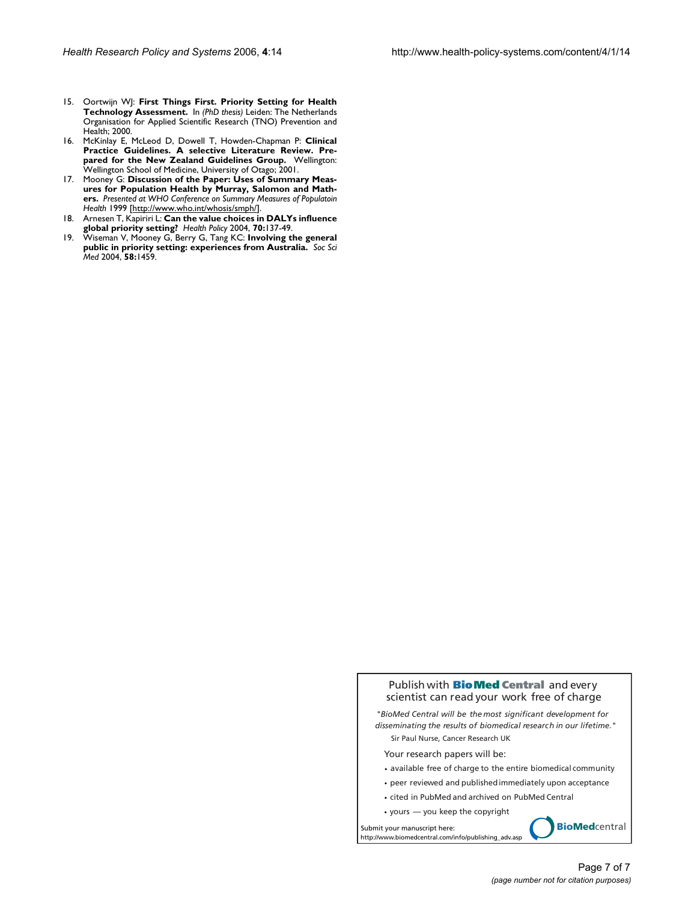15. Oortwijn WJ: **First Things First. Priority Setting for Health Technology Assessment.** In *(PhD thesis)* Leiden: The Netherlands Organisation for Applied Scientific Research (TNO) Prevention and Health; 2000.
16. McKinlay E, McLeod D, Dowell T, Howden-Chapman P: **Clinical Practice Guidelines. A selective Literature Review. Prepared for the New Zealand Guidelines Group.** Wellington: Wellington School of Medicine, University of Otago; 2001.
17. Mooney G: **Discussion of the Paper: Uses of Summary Measures for Population Health by Murray, Salomon and Mathers.** *Presented at WHO Conference on Summary Measures of Populatoin Health* 1999 [http://www.who.int/whosis/smph/].
18. Arnesen T, Kapiriri L: **Can the value choices in DALYs influence global priority setting?** *Health Policy* 2004, **70:**137-49.
19. Wiseman V, Mooney G, Berry G, Tang KC: **Involving the general public in priority setting: experiences from Australia.** *Soc Sci Med* 2004, **58:**1459.

Publish with **BioMed Central** and every scientist can read your work free of charge

*"BioMed Central will be the most significant development for disseminating the results of biomedical research in our lifetime."*

Sir Paul Nurse, Cancer Research UK

Your research papers will be:

- available free of charge to the entire biomedical community
- peer reviewed and published immediately upon acceptance
- cited in PubMed and archived on PubMed Central
- yours — you keep the copyright

Submit your manuscript here:
http://www.biomedcentral.com/info/publishing_adv.asp

**BioMed**central